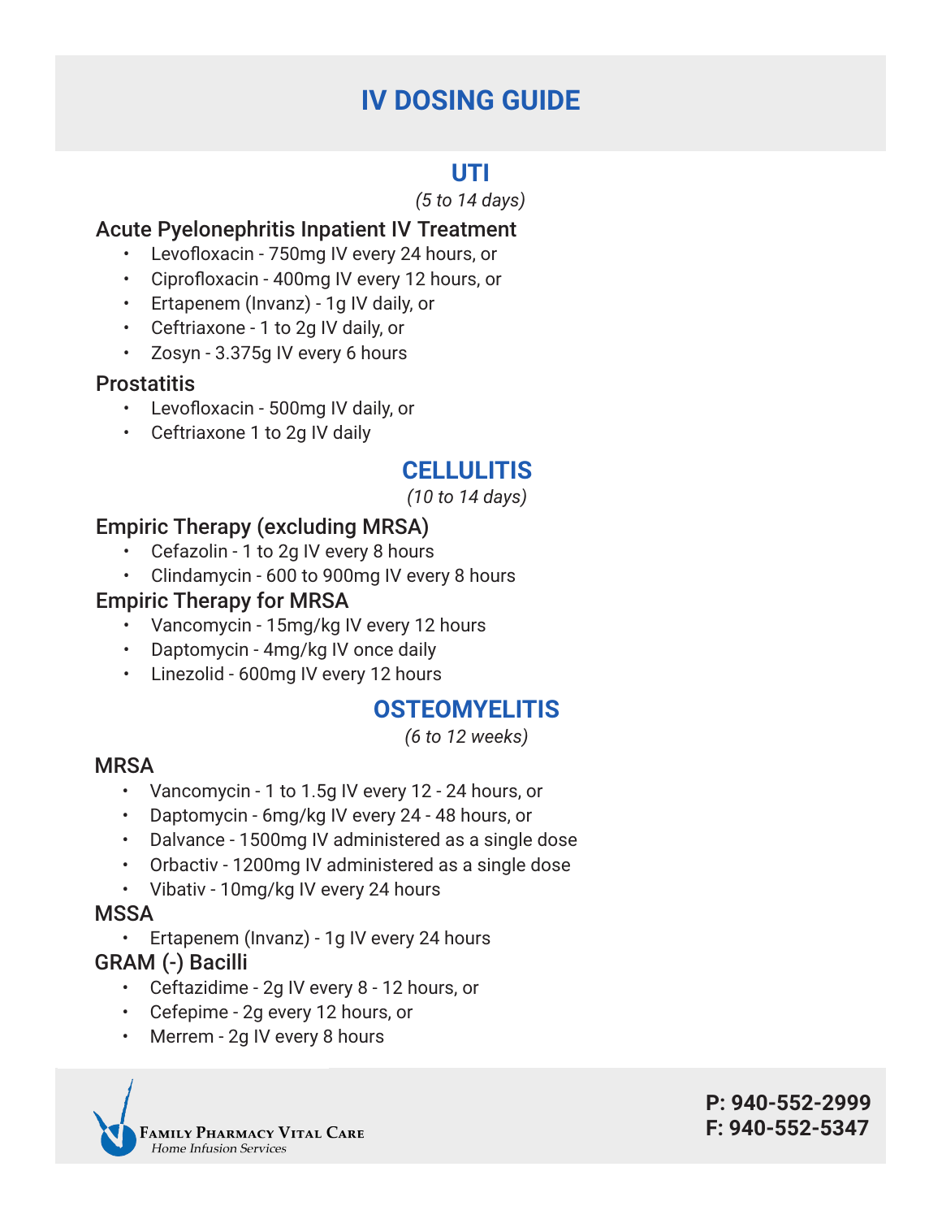# IV DOSING GUIDE

## UTI

*(5 to 14 days)*

### Acute Pyelonephritis Inpatient IV Treatment

- Levofloxacin - 750mg IV every 24 hours, or
- Ciprofloxacin - 400mg IV every 12 hours, or
- Ertapenem (Invanz) - 1g IV daily, or
- Ceftriaxone - 1 to 2g IV daily, or
- Zosyn - 3.375g IV every 6 hours

### Prostatitis

- Levofloxacin - 500mg IV daily, or
- Ceftriaxone 1 to 2g IV daily

## CELLULITIS

*(10 to 14 days)*

### Empiric Therapy (excluding MRSA)

- Cefazolin - 1 to 2g IV every 8 hours
- Clindamycin - 600 to 900mg IV every 8 hours

### Empiric Therapy for MRSA

- Vancomycin - 15mg/kg IV every 12 hours
- Daptomycin - 4mg/kg IV once daily
- Linezolid - 600mg IV every 12 hours

## OSTEOMYELITIS

*(6 to 12 weeks)*

### MRSA

- Vancomycin - 1 to 1.5g IV every 12 - 24 hours, or
- Daptomycin - 6mg/kg IV every 24 - 48 hours, or
- Dalvance - 1500mg IV administered as a single dose
- Orbactiv - 1200mg IV administered as a single dose
- Vibativ - 10mg/kg IV every 24 hours

### MSSA

- Ertapenem (Invanz) - 1g IV every 24 hours

### GRAM (-) Bacilli

- Ceftazidime - 2g IV every 8 - 12 hours, or
- Cefepime - 2g every 12 hours, or
- Merrem - 2g IV every 8 hours

Family Pharmacy Vital Care
*Home Infusion Services*

**P: 940-552-2999**
**F: 940-552-5347**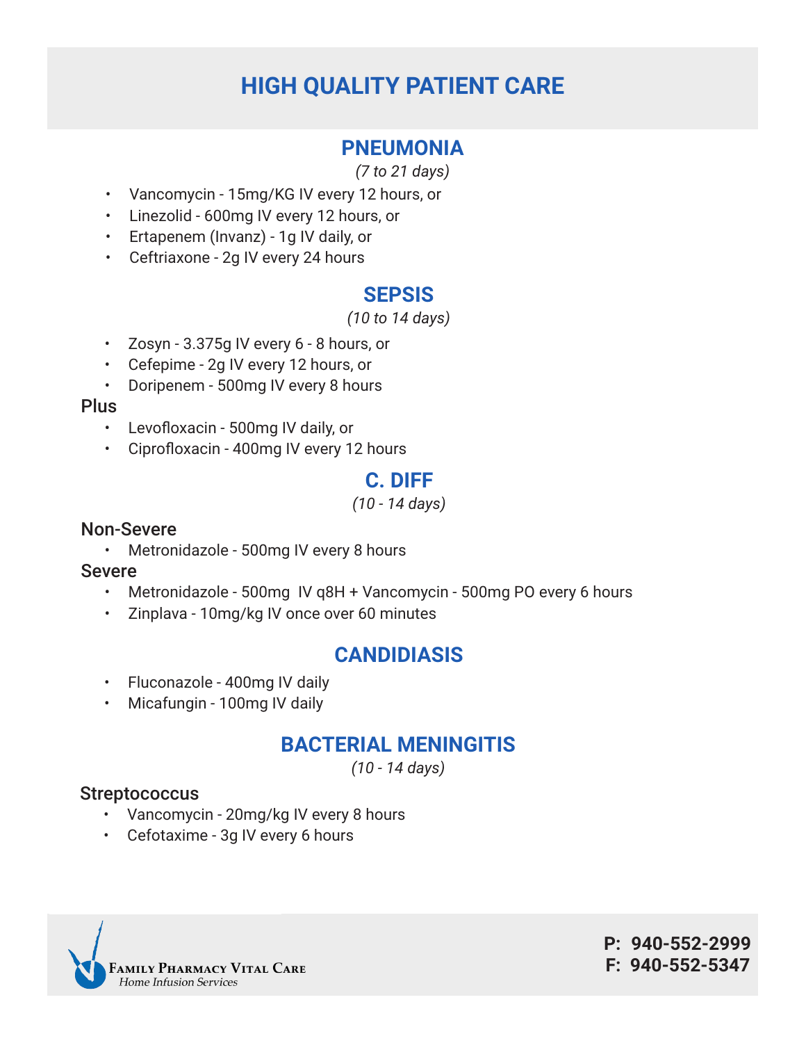# HIGH QUALITY PATIENT CARE

## PNEUMONIA

*(7 to 21 days)*

- Vancomycin - 15mg/KG IV every 12 hours, or
- Linezolid - 600mg IV every 12 hours, or
- Ertapenem (Invanz) - 1g IV daily, or
- Ceftriaxone - 2g IV every 24 hours

## SEPSIS

*(10 to 14 days)*

- Zosyn - 3.375g IV every 6 - 8 hours, or
- Cefepime - 2g IV every 12 hours, or
- Doripenem - 500mg IV every 8 hours

Plus

- Levofloxacin - 500mg IV daily, or
- Ciprofloxacin - 400mg IV every 12 hours

## C. DIFF

*(10 - 14 days)*

### Non-Severe

- Metronidazole - 500mg IV every 8 hours

### Severe

- Metronidazole - 500mg IV q8H + Vancomycin - 500mg PO every 6 hours
- Zinplava - 10mg/kg IV once over 60 minutes

## CANDIDIASIS

- Fluconazole - 400mg IV daily
- Micafungin - 100mg IV daily

## BACTERIAL MENINGITIS

*(10 - 14 days)*

### Streptococcus

- Vancomycin - 20mg/kg IV every 8 hours
- Cefotaxime - 3g IV every 6 hours

Family Pharmacy Vital Care
*Home Infusion Services*

**P: 940-552-2999**
**F: 940-552-5347**